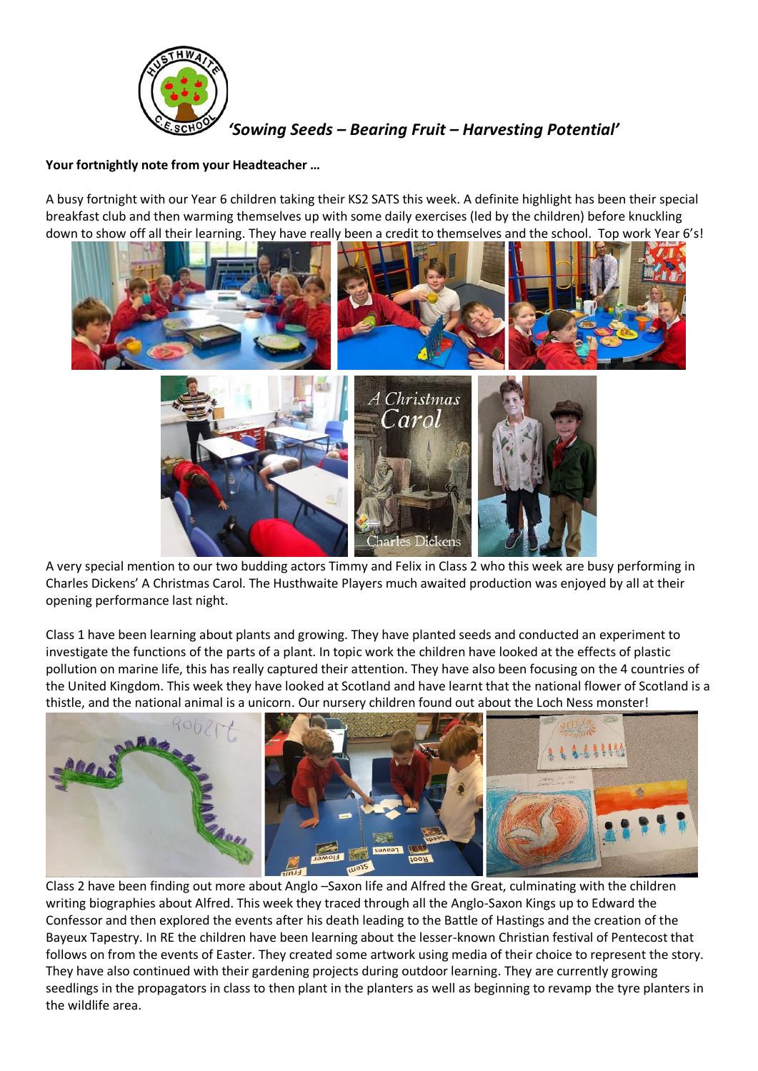*'Sowing Seeds – Bearing Fruit – Harvesting Potential'*

**Your fortnightly note from your Headteacher …**

A busy fortnight with our Year 6 children taking their KS2 SATS this week. A definite highlight has been their special breakfast club and then warming themselves up with some daily exercises (led by the children) before knuckling down to show off all their learning. They have really been a credit to themselves and the school. Top work Year 6's!

A very special mention to our two budding actors Timmy and Felix in Class 2 who this week are busy performing in Charles Dickens' A Christmas Carol. The Husthwaite Players much awaited production was enjoyed by all at their opening performance last night.

Class 1 have been learning about plants and growing. They have planted seeds and conducted an experiment to investigate the functions of the parts of a plant. In topic work the children have looked at the effects of plastic pollution on marine life, this has really captured their attention. They have also been focusing on the 4 countries of the United Kingdom. This week they have looked at Scotland and have learnt that the national flower of Scotland is a thistle, and the national animal is a unicorn. Our nursery children found out about the Loch Ness monster!

Class 2 have been finding out more about Anglo –Saxon life and Alfred the Great, culminating with the children writing biographies about Alfred. This week they traced through all the Anglo-Saxon Kings up to Edward the Confessor and then explored the events after his death leading to the Battle of Hastings and the creation of the Bayeux Tapestry. In RE the children have been learning about the lesser-known Christian festival of Pentecost that follows on from the events of Easter. They created some artwork using media of their choice to represent the story. They have also continued with their gardening projects during outdoor learning. They are currently growing seedlings in the propagators in class to then plant in the planters as well as beginning to revamp the tyre planters in the wildlife area.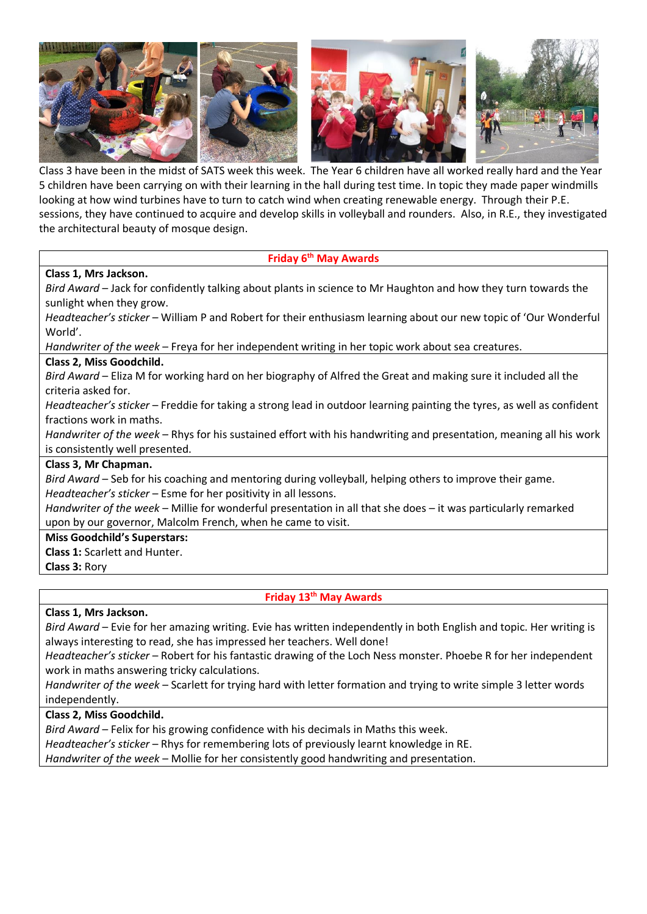Class 3 have been in the midst of SATS week this week. The Year 6 children have all worked really hard and the Year 5 children have been carrying on with their learning in the hall during test time. In topic they made paper windmills looking at how wind turbines have to turn to catch wind when creating renewable energy. Through their P.E. sessions, they have continued to acquire and develop skills in volleyball and rounders. Also, in R.E., they investigated the architectural beauty of mosque design.

**Friday 6th May Awards**

**Class 1, Mrs Jackson.**

*Bird Award* – Jack for confidently talking about plants in science to Mr Haughton and how they turn towards the sunlight when they grow.

*Headteacher's sticker* – William P and Robert for their enthusiasm learning about our new topic of 'Our Wonderful World'.

*Handwriter of the week* – Freya for her independent writing in her topic work about sea creatures.

**Class 2, Miss Goodchild.**

*Bird Award* – Eliza M for working hard on her biography of Alfred the Great and making sure it included all the criteria asked for.

*Headteacher's sticker* – Freddie for taking a strong lead in outdoor learning painting the tyres, as well as confident fractions work in maths.

*Handwriter of the week* – Rhys for his sustained effort with his handwriting and presentation, meaning all his work is consistently well presented.

**Class 3, Mr Chapman.**

*Bird Award* – Seb for his coaching and mentoring during volleyball, helping others to improve their game.

*Headteacher's sticker* – Esme for her positivity in all lessons.

*Handwriter of the week* – Millie for wonderful presentation in all that she does – it was particularly remarked upon by our governor, Malcolm French, when he came to visit.

**Miss Goodchild's Superstars:**

**Class 1:** Scarlett and Hunter.

**Class 3:** Rory

**Friday 13th May Awards**

**Class 1, Mrs Jackson.**

*Bird Award* – Evie for her amazing writing. Evie has written independently in both English and topic. Her writing is always interesting to read, she has impressed her teachers. Well done!

*Headteacher's sticker* – Robert for his fantastic drawing of the Loch Ness monster. Phoebe R for her independent work in maths answering tricky calculations.

*Handwriter of the week* – Scarlett for trying hard with letter formation and trying to write simple 3 letter words independently.

**Class 2, Miss Goodchild.**

*Bird Award* – Felix for his growing confidence with his decimals in Maths this week.

*Headteacher's sticker* – Rhys for remembering lots of previously learnt knowledge in RE.

*Handwriter of the week* – Mollie for her consistently good handwriting and presentation.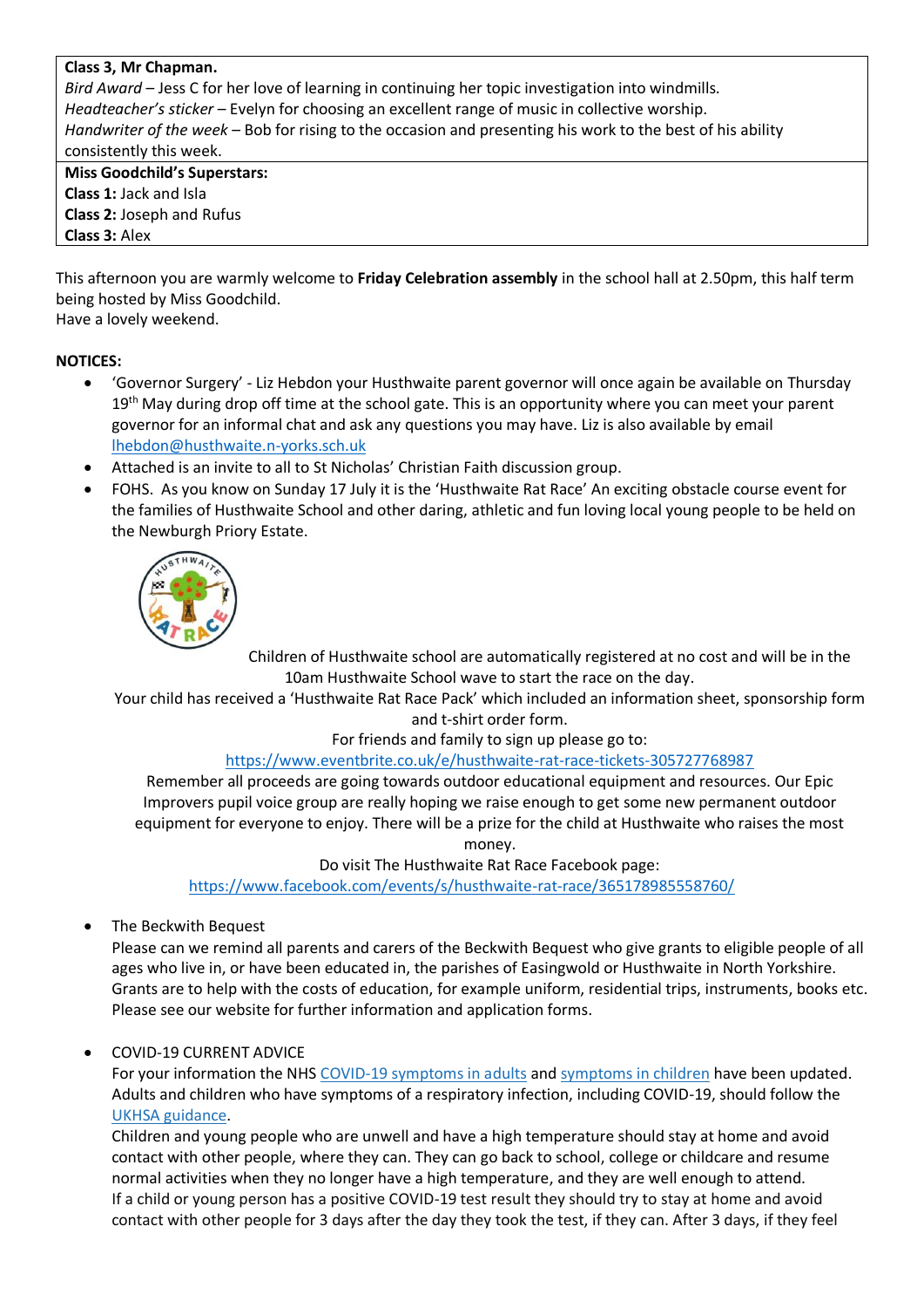| **Class 3, Mr Chapman.** |
|---|
| *Bird Award* – Jess C for her love of learning in continuing her topic investigation into windmills.<br>*Headteacher's sticker* – Evelyn for choosing an excellent range of music in collective worship.<br>*Handwriter of the week* – Bob for rising to the occasion and presenting his work to the best of his ability consistently this week. |
| **Miss Goodchild's Superstars:**<br>**Class 1:** Jack and Isla<br>**Class 2:** Joseph and Rufus<br>**Class 3:** Alex |

This afternoon you are warmly welcome to **Friday Celebration assembly** in the school hall at 2.50pm, this half term being hosted by Miss Goodchild.
Have a lovely weekend.

**NOTICES:**

- 'Governor Surgery' - Liz Hebdon your Husthwaite parent governor will once again be available on Thursday 19th May during drop off time at the school gate. This is an opportunity where you can meet your parent governor for an informal chat and ask any questions you may have. Liz is also available by email lhebdon@husthwaite.n-yorks.sch.uk
- Attached is an invite to all to St Nicholas' Christian Faith discussion group.
- FOHS. As you know on Sunday 17 July it is the 'Husthwaite Rat Race' An exciting obstacle course event for the families of Husthwaite School and other daring, athletic and fun loving local young people to be held on the Newburgh Priory Estate.

  Children of Husthwaite school are automatically registered at no cost and will be in the 10am Husthwaite School wave to start the race on the day.

  Your child has received a 'Husthwaite Rat Race Pack' which included an information sheet, sponsorship form and t-shirt order form.

  For friends and family to sign up please go to:
  https://www.eventbrite.co.uk/e/husthwaite-rat-race-tickets-305727768987

  Remember all proceeds are going towards outdoor educational equipment and resources. Our Epic Improvers pupil voice group are really hoping we raise enough to get some new permanent outdoor equipment for everyone to enjoy. There will be a prize for the child at Husthwaite who raises the most money.

  Do visit The Husthwaite Rat Race Facebook page:
  https://www.facebook.com/events/s/husthwaite-rat-race/365178985558760/

- The Beckwith Bequest
  Please can we remind all parents and carers of the Beckwith Bequest who give grants to eligible people of all ages who live in, or have been educated in, the parishes of Easingwold or Husthwaite in North Yorkshire. Grants are to help with the costs of education, for example uniform, residential trips, instruments, books etc. Please see our website for further information and application forms.

- COVID-19 CURRENT ADVICE
  For your information the NHS COVID-19 symptoms in adults and symptoms in children have been updated. Adults and children who have symptoms of a respiratory infection, including COVID-19, should follow the UKHSA guidance.
  Children and young people who are unwell and have a high temperature should stay at home and avoid contact with other people, where they can. They can go back to school, college or childcare and resume normal activities when they no longer have a high temperature, and they are well enough to attend.
  If a child or young person has a positive COVID-19 test result they should try to stay at home and avoid contact with other people for 3 days after the day they took the test, if they can. After 3 days, if they feel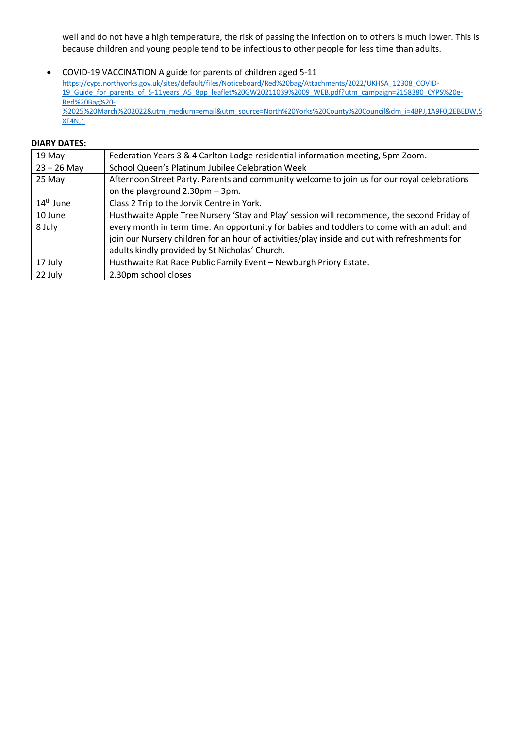well and do not have a high temperature, the risk of passing the infection on to others is much lower. This is because children and young people tend to be infectious to other people for less time than adults.

- COVID-19 VACCINATION A guide for parents of children aged 5-11
  https://cyps.northyorks.gov.uk/sites/default/files/Noticeboard/Red%20bag/Attachments/2022/UKHSA_12308_COVID-19_Guide_for_parents_of_5-11years_A5_8pp_leaflet%20GW20211039%2009_WEB.pdf?utm_campaign=2158380_CYPS%20e-Red%20Bag%20-%2025%20March%202022&utm_medium=email&utm_source=North%20Yorks%20County%20Council&dm_i=4BPJ,1A9F0,2EBEDW,5XF4N,1

**DIARY DATES:**

| | |
|---|---|
| 19 May | Federation Years 3 & 4 Carlton Lodge residential information meeting, 5pm Zoom. |
| 23 – 26 May | School Queen's Platinum Jubilee Celebration Week |
| 25 May | Afternoon Street Party. Parents and community welcome to join us for our royal celebrations on the playground 2.30pm – 3pm. |
| 14th June | Class 2 Trip to the Jorvik Centre in York. |
| 10 June<br>8 July | Husthwaite Apple Tree Nursery 'Stay and Play' session will recommence, the second Friday of every month in term time. An opportunity for babies and toddlers to come with an adult and join our Nursery children for an hour of activities/play inside and out with refreshments for adults kindly provided by St Nicholas' Church. |
| 17 July | Husthwaite Rat Race Public Family Event – Newburgh Priory Estate. |
| 22 July | 2.30pm school closes |